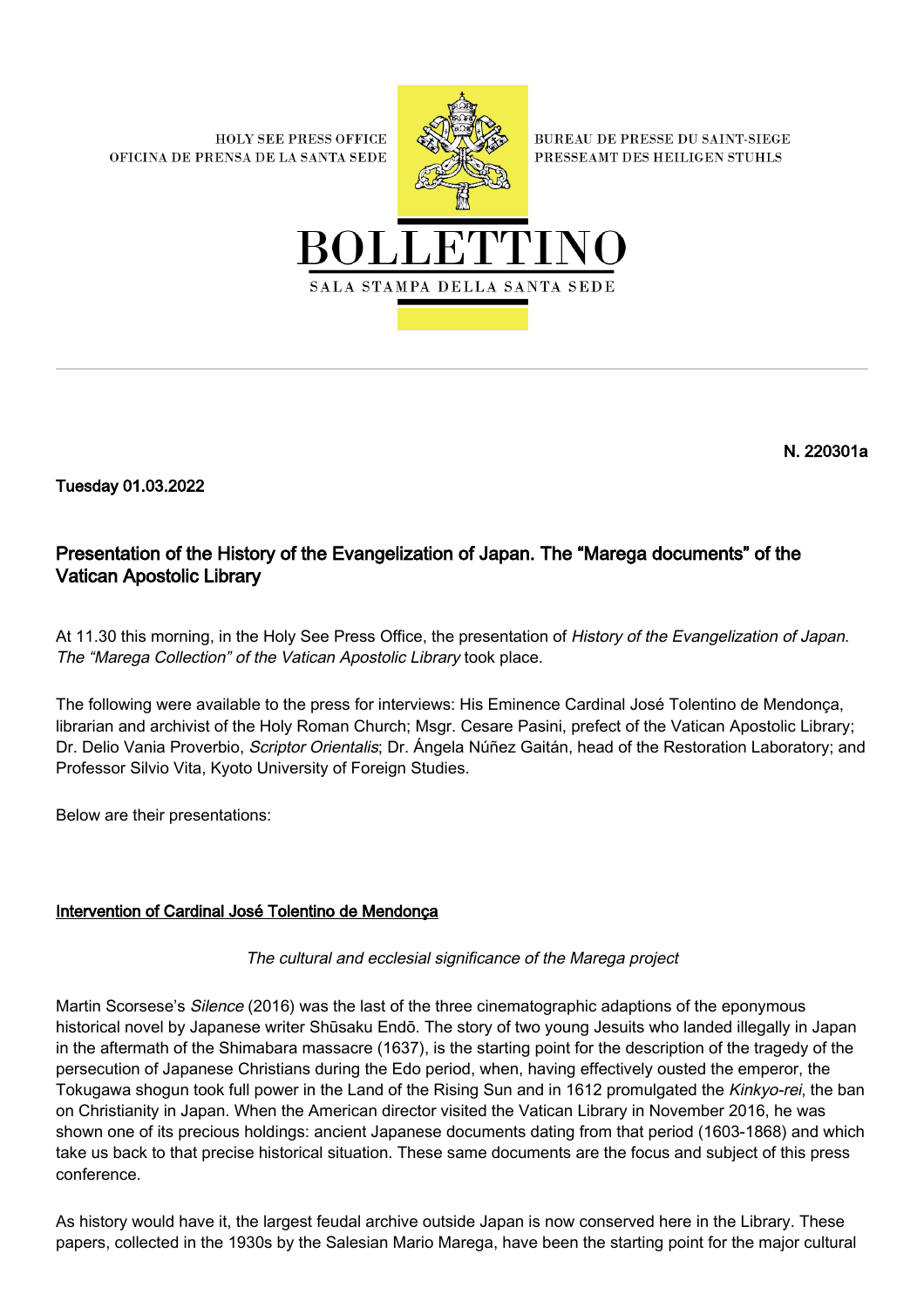HOLY SEE PRESS OFFICE
OFICINA DE PRENSA DE LA SANTA SEDE

BUREAU DE PRESSE DU SAINT-SIEGE
PRESSEAMT DES HEILIGEN STUHLS

# BOLLETTINO

SALA STAMPA DELLA SANTA SEDE

**N. 220301a**

**Tuesday 01.03.2022**

## Presentation of the History of the Evangelization of Japan. The "Marega documents" of the Vatican Apostolic Library

At 11.30 this morning, in the Holy See Press Office, the presentation of *History of the Evangelization of Japan. The "Marega Collection" of the Vatican Apostolic Library* took place.

The following were available to the press for interviews: His Eminence Cardinal José Tolentino de Mendonça, librarian and archivist of the Holy Roman Church; Msgr. Cesare Pasini, prefect of the Vatican Apostolic Library; Dr. Delio Vania Proverbio, *Scriptor Orientalis*; Dr. Ángela Núñez Gaitán, head of the Restoration Laboratory; and Professor Silvio Vita, Kyoto University of Foreign Studies.

Below are their presentations:

### Intervention of Cardinal José Tolentino de Mendonça

*The cultural and ecclesial significance of the Marega project*

Martin Scorsese's *Silence* (2016) was the last of the three cinematographic adaptions of the eponymous historical novel by Japanese writer Shūsaku Endō. The story of two young Jesuits who landed illegally in Japan in the aftermath of the Shimabara massacre (1637), is the starting point for the description of the tragedy of the persecution of Japanese Christians during the Edo period, when, having effectively ousted the emperor, the Tokugawa shogun took full power in the Land of the Rising Sun and in 1612 promulgated the *Kinkyo-rei*, the ban on Christianity in Japan. When the American director visited the Vatican Library in November 2016, he was shown one of its precious holdings: ancient Japanese documents dating from that period (1603-1868) and which take us back to that precise historical situation. These same documents are the focus and subject of this press conference.

As history would have it, the largest feudal archive outside Japan is now conserved here in the Library. These papers, collected in the 1930s by the Salesian Mario Marega, have been the starting point for the major cultural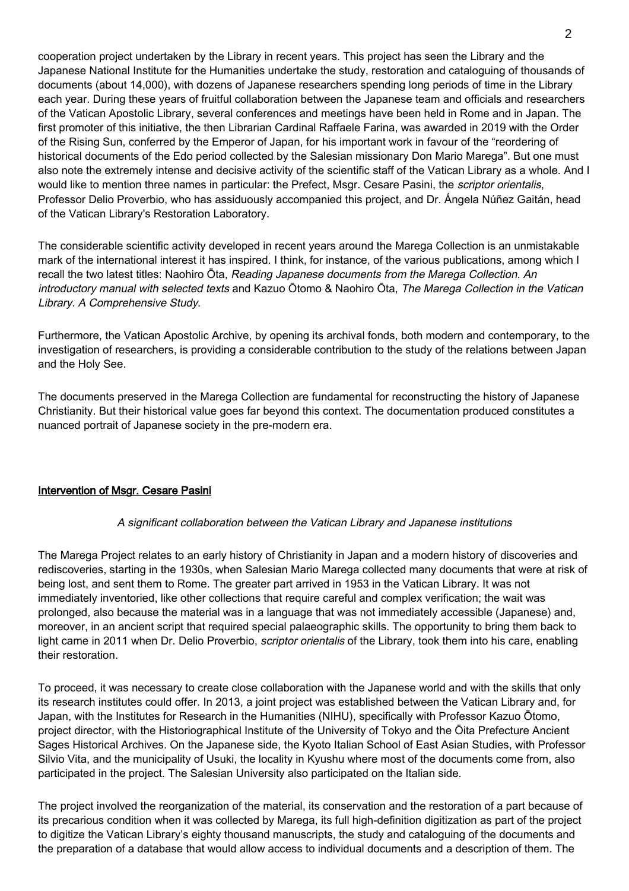cooperation project undertaken by the Library in recent years. This project has seen the Library and the Japanese National Institute for the Humanities undertake the study, restoration and cataloguing of thousands of documents (about 14,000), with dozens of Japanese researchers spending long periods of time in the Library each year. During these years of fruitful collaboration between the Japanese team and officials and researchers of the Vatican Apostolic Library, several conferences and meetings have been held in Rome and in Japan. The first promoter of this initiative, the then Librarian Cardinal Raffaele Farina, was awarded in 2019 with the Order of the Rising Sun, conferred by the Emperor of Japan, for his important work in favour of the "reordering of historical documents of the Edo period collected by the Salesian missionary Don Mario Marega". But one must also note the extremely intense and decisive activity of the scientific staff of the Vatican Library as a whole. And I would like to mention three names in particular: the Prefect, Msgr. Cesare Pasini, the *scriptor orientalis*, Professor Delio Proverbio, who has assiduously accompanied this project, and Dr. Ángela Núñez Gaitán, head of the Vatican Library's Restoration Laboratory.

The considerable scientific activity developed in recent years around the Marega Collection is an unmistakable mark of the international interest it has inspired. I think, for instance, of the various publications, among which I recall the two latest titles: Naohiro Ōta, *Reading Japanese documents from the Marega Collection. An introductory manual with selected texts* and Kazuo Ōtomo & Naohiro Ōta, *The Marega Collection in the Vatican Library. A Comprehensive Study*.

Furthermore, the Vatican Apostolic Archive, by opening its archival fonds, both modern and contemporary, to the investigation of researchers, is providing a considerable contribution to the study of the relations between Japan and the Holy See.

The documents preserved in the Marega Collection are fundamental for reconstructing the history of Japanese Christianity. But their historical value goes far beyond this context. The documentation produced constitutes a nuanced portrait of Japanese society in the pre-modern era.

## Intervention of Msgr. Cesare Pasini

*A significant collaboration between the Vatican Library and Japanese institutions*

The Marega Project relates to an early history of Christianity in Japan and a modern history of discoveries and rediscoveries, starting in the 1930s, when Salesian Mario Marega collected many documents that were at risk of being lost, and sent them to Rome. The greater part arrived in 1953 in the Vatican Library. It was not immediately inventoried, like other collections that require careful and complex verification; the wait was prolonged, also because the material was in a language that was not immediately accessible (Japanese) and, moreover, in an ancient script that required special palaeographic skills. The opportunity to bring them back to light came in 2011 when Dr. Delio Proverbio, *scriptor orientalis* of the Library, took them into his care, enabling their restoration.

To proceed, it was necessary to create close collaboration with the Japanese world and with the skills that only its research institutes could offer. In 2013, a joint project was established between the Vatican Library and, for Japan, with the Institutes for Research in the Humanities (NIHU), specifically with Professor Kazuo Ōtomo, project director, with the Historiographical Institute of the University of Tokyo and the Ōita Prefecture Ancient Sages Historical Archives. On the Japanese side, the Kyoto Italian School of East Asian Studies, with Professor Silvio Vita, and the municipality of Usuki, the locality in Kyushu where most of the documents come from, also participated in the project. The Salesian University also participated on the Italian side.

The project involved the reorganization of the material, its conservation and the restoration of a part because of its precarious condition when it was collected by Marega, its full high-definition digitization as part of the project to digitize the Vatican Library's eighty thousand manuscripts, the study and cataloguing of the documents and the preparation of a database that would allow access to individual documents and a description of them. The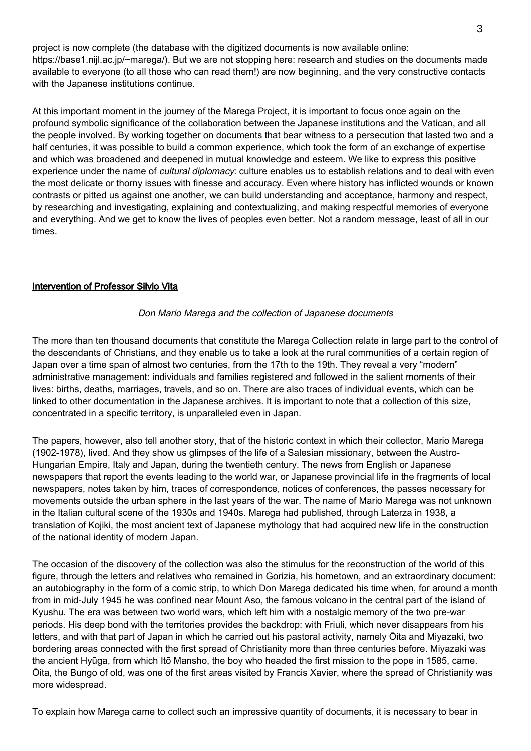project is now complete (the database with the digitized documents is now available online: https://base1.nijl.ac.jp/~marega/). But we are not stopping here: research and studies on the documents made available to everyone (to all those who can read them!) are now beginning, and the very constructive contacts with the Japanese institutions continue.

At this important moment in the journey of the Marega Project, it is important to focus once again on the profound symbolic significance of the collaboration between the Japanese institutions and the Vatican, and all the people involved. By working together on documents that bear witness to a persecution that lasted two and a half centuries, it was possible to build a common experience, which took the form of an exchange of expertise and which was broadened and deepened in mutual knowledge and esteem. We like to express this positive experience under the name of *cultural diplomacy*: culture enables us to establish relations and to deal with even the most delicate or thorny issues with finesse and accuracy. Even where history has inflicted wounds or known contrasts or pitted us against one another, we can build understanding and acceptance, harmony and respect, by researching and investigating, explaining and contextualizing, and making respectful memories of everyone and everything. And we get to know the lives of peoples even better. Not a random message, least of all in our times.

## Intervention of Professor Silvio Vita

*Don Mario Marega and the collection of Japanese documents*

The more than ten thousand documents that constitute the Marega Collection relate in large part to the control of the descendants of Christians, and they enable us to take a look at the rural communities of a certain region of Japan over a time span of almost two centuries, from the 17th to the 19th. They reveal a very "modern" administrative management: individuals and families registered and followed in the salient moments of their lives: births, deaths, marriages, travels, and so on. There are also traces of individual events, which can be linked to other documentation in the Japanese archives. It is important to note that a collection of this size, concentrated in a specific territory, is unparalleled even in Japan.

The papers, however, also tell another story, that of the historic context in which their collector, Mario Marega (1902-1978), lived. And they show us glimpses of the life of a Salesian missionary, between the Austro-Hungarian Empire, Italy and Japan, during the twentieth century. The news from English or Japanese newspapers that report the events leading to the world war, or Japanese provincial life in the fragments of local newspapers, notes taken by him, traces of correspondence, notices of conferences, the passes necessary for movements outside the urban sphere in the last years of the war. The name of Mario Marega was not unknown in the Italian cultural scene of the 1930s and 1940s. Marega had published, through Laterza in 1938, a translation of Kojiki, the most ancient text of Japanese mythology that had acquired new life in the construction of the national identity of modern Japan.

The occasion of the discovery of the collection was also the stimulus for the reconstruction of the world of this figure, through the letters and relatives who remained in Gorizia, his hometown, and an extraordinary document: an autobiography in the form of a comic strip, to which Don Marega dedicated his time when, for around a month from in mid-July 1945 he was confined near Mount Aso, the famous volcano in the central part of the island of Kyushu. The era was between two world wars, which left him with a nostalgic memory of the two pre-war periods. His deep bond with the territories provides the backdrop: with Friuli, which never disappears from his letters, and with that part of Japan in which he carried out his pastoral activity, namely Ōita and Miyazaki, two bordering areas connected with the first spread of Christianity more than three centuries before. Miyazaki was the ancient Hyūga, from which Itō Mansho, the boy who headed the first mission to the pope in 1585, came. Ōita, the Bungo of old, was one of the first areas visited by Francis Xavier, where the spread of Christianity was more widespread.

To explain how Marega came to collect such an impressive quantity of documents, it is necessary to bear in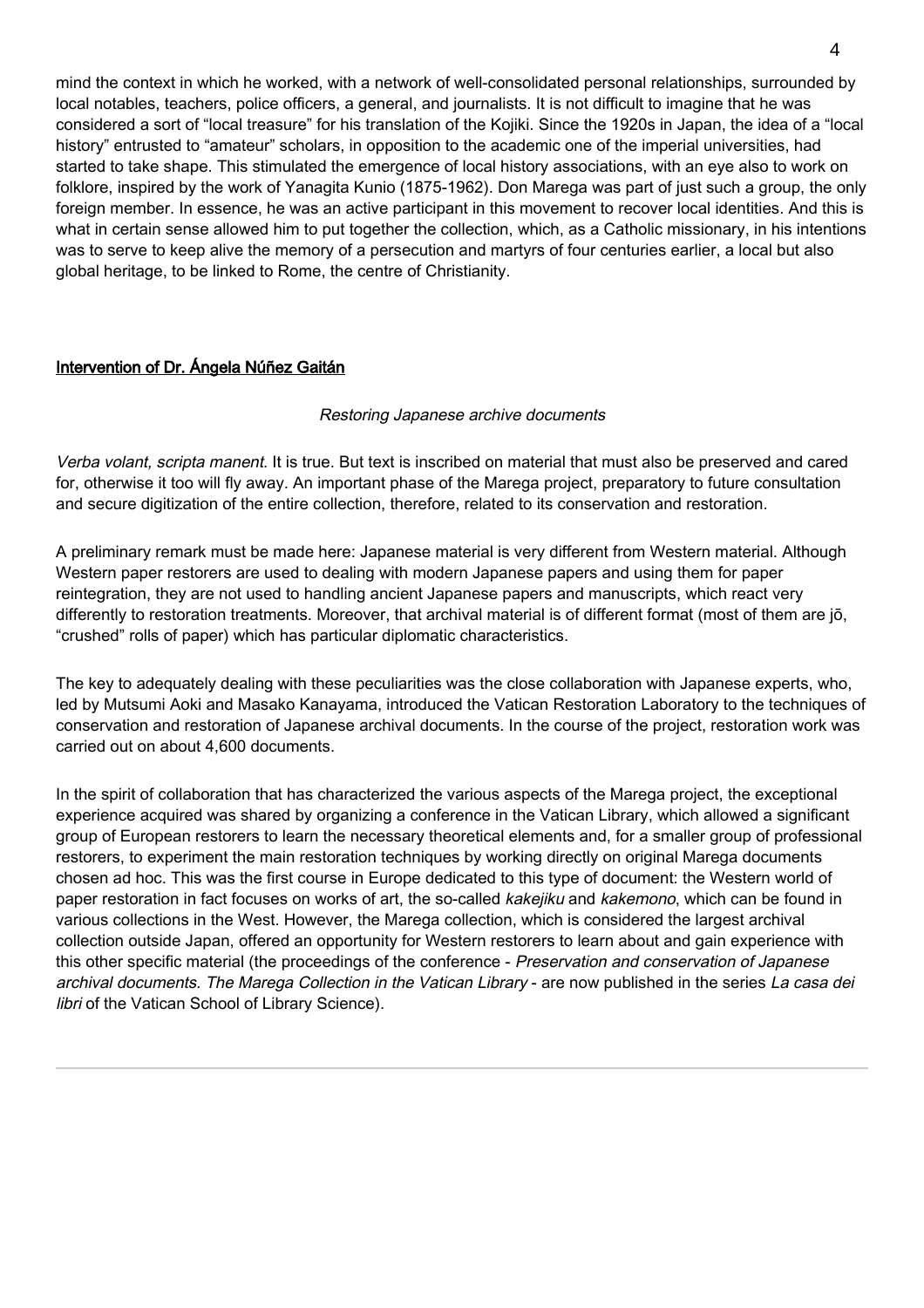mind the context in which he worked, with a network of well-consolidated personal relationships, surrounded by local notables, teachers, police officers, a general, and journalists. It is not difficult to imagine that he was considered a sort of "local treasure" for his translation of the Kojiki. Since the 1920s in Japan, the idea of a "local history" entrusted to "amateur" scholars, in opposition to the academic one of the imperial universities, had started to take shape. This stimulated the emergence of local history associations, with an eye also to work on folklore, inspired by the work of Yanagita Kunio (1875-1962). Don Marega was part of just such a group, the only foreign member. In essence, he was an active participant in this movement to recover local identities. And this is what in certain sense allowed him to put together the collection, which, as a Catholic missionary, in his intentions was to serve to keep alive the memory of a persecution and martyrs of four centuries earlier, a local but also global heritage, to be linked to Rome, the centre of Christianity.

## Intervention of Dr. Ángela Núñez Gaitán

*Restoring Japanese archive documents*

*Verba volant, scripta manent*. It is true. But text is inscribed on material that must also be preserved and cared for, otherwise it too will fly away. An important phase of the Marega project, preparatory to future consultation and secure digitization of the entire collection, therefore, related to its conservation and restoration.

A preliminary remark must be made here: Japanese material is very different from Western material. Although Western paper restorers are used to dealing with modern Japanese papers and using them for paper reintegration, they are not used to handling ancient Japanese papers and manuscripts, which react very differently to restoration treatments. Moreover, that archival material is of different format (most of them are jō, "crushed" rolls of paper) which has particular diplomatic characteristics.

The key to adequately dealing with these peculiarities was the close collaboration with Japanese experts, who, led by Mutsumi Aoki and Masako Kanayama, introduced the Vatican Restoration Laboratory to the techniques of conservation and restoration of Japanese archival documents. In the course of the project, restoration work was carried out on about 4,600 documents.

In the spirit of collaboration that has characterized the various aspects of the Marega project, the exceptional experience acquired was shared by organizing a conference in the Vatican Library, which allowed a significant group of European restorers to learn the necessary theoretical elements and, for a smaller group of professional restorers, to experiment the main restoration techniques by working directly on original Marega documents chosen ad hoc. This was the first course in Europe dedicated to this type of document: the Western world of paper restoration in fact focuses on works of art, the so-called *kakejiku* and *kakemono*, which can be found in various collections in the West. However, the Marega collection, which is considered the largest archival collection outside Japan, offered an opportunity for Western restorers to learn about and gain experience with this other specific material (the proceedings of the conference - *Preservation and conservation of Japanese archival documents. The Marega Collection in the Vatican Library* - are now published in the series *La casa dei libri* of the Vatican School of Library Science).